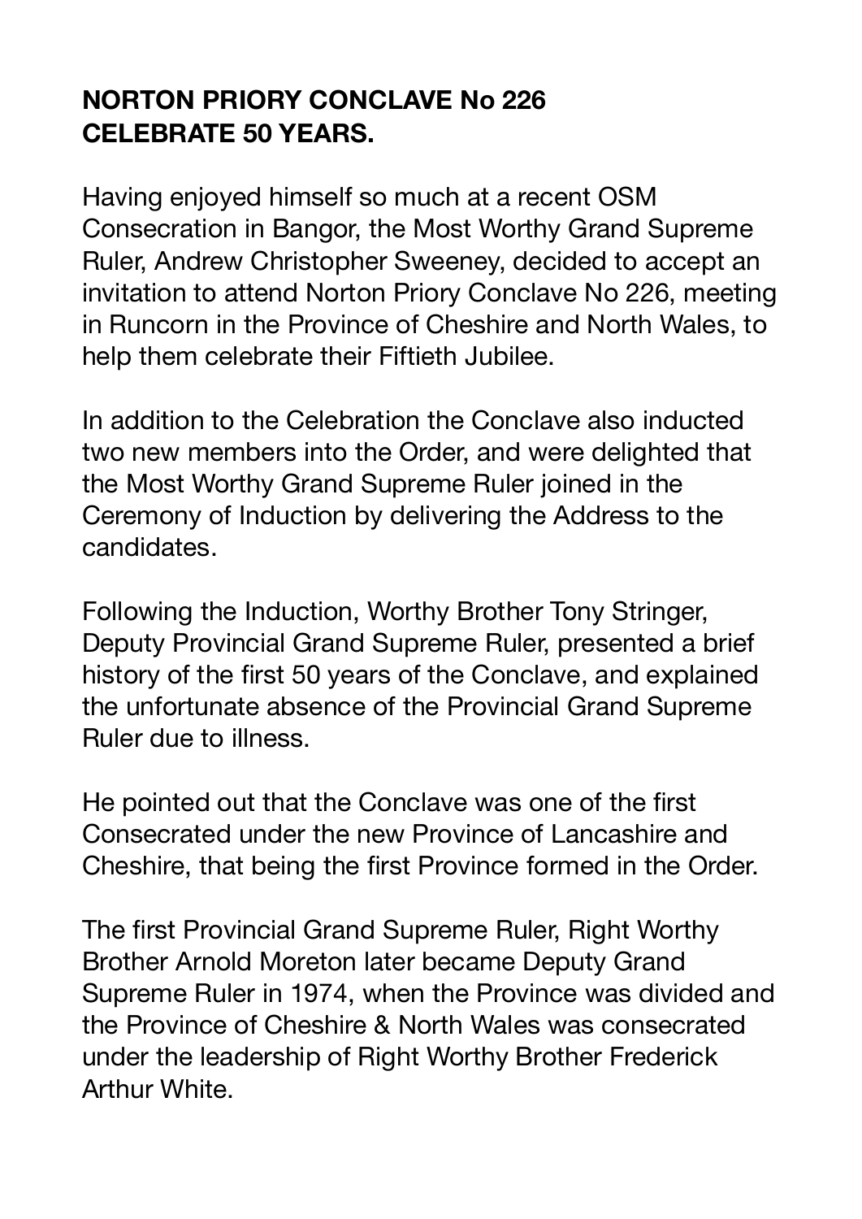# NORTON PRIORY CONCLAVE No 226 CELEBRATE 50 YEARS.

Having enjoyed himself so much at a recent OSM Consecration in Bangor, the Most Worthy Grand Supreme Ruler, Andrew Christopher Sweeney, decided to accept an invitation to attend Norton Priory Conclave No 226, meeting in Runcorn in the Province of Cheshire and North Wales, to help them celebrate their Fiftieth Jubilee.

In addition to the Celebration the Conclave also inducted two new members into the Order, and were delighted that the Most Worthy Grand Supreme Ruler joined in the Ceremony of Induction by delivering the Address to the candidates.

Following the Induction, Worthy Brother Tony Stringer, Deputy Provincial Grand Supreme Ruler, presented a brief history of the first 50 years of the Conclave, and explained the unfortunate absence of the Provincial Grand Supreme Ruler due to illness.

He pointed out that the Conclave was one of the first Consecrated under the new Province of Lancashire and Cheshire, that being the first Province formed in the Order.

The first Provincial Grand Supreme Ruler, Right Worthy Brother Arnold Moreton later became Deputy Grand Supreme Ruler in 1974, when the Province was divided and the Province of Cheshire & North Wales was consecrated under the leadership of Right Worthy Brother Frederick Arthur White.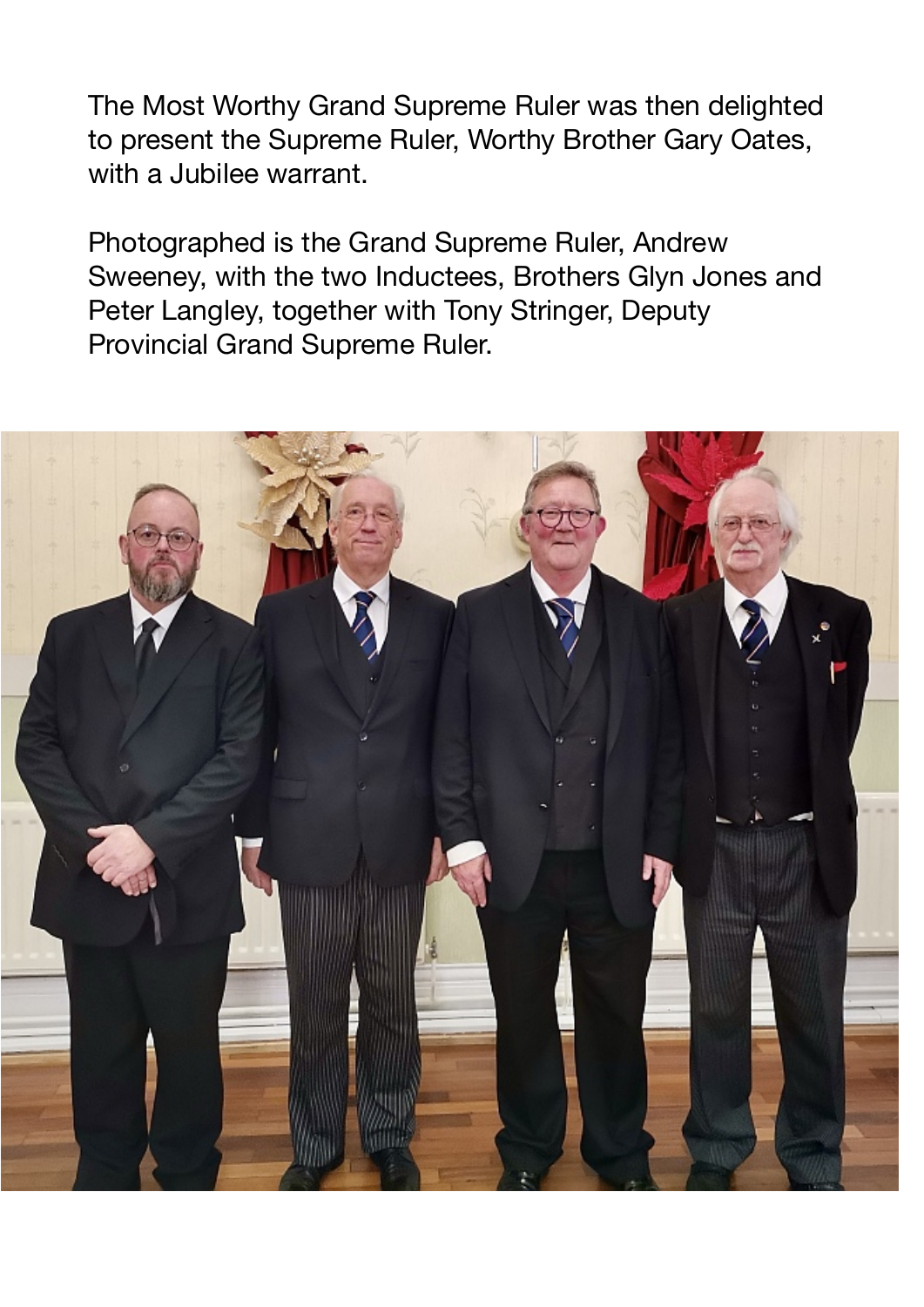The Most Worthy Grand Supreme Ruler was then delighted to present the Supreme Ruler, Worthy Brother Gary Oates, with a Jubilee warrant.

Photographed is the Grand Supreme Ruler, Andrew Sweeney, with the two Inductees, Brothers Glyn Jones and Peter Langley, together with Tony Stringer, Deputy Provincial Grand Supreme Ruler.